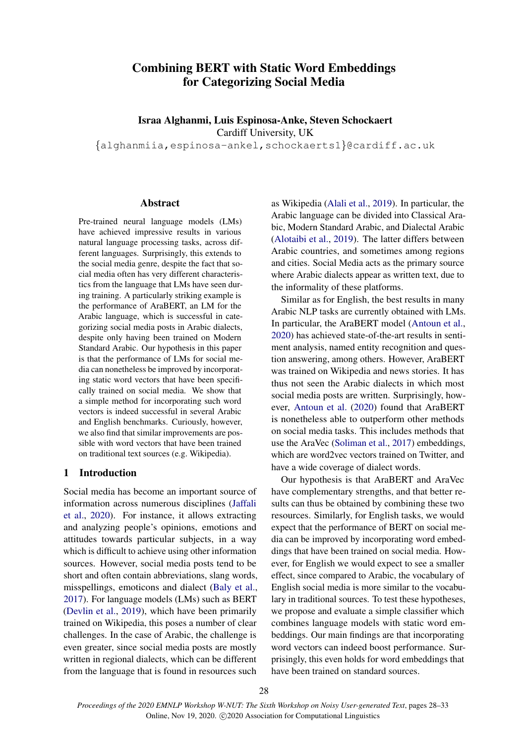# Combining BERT with Static Word Embeddings for Categorizing Social Media

**Israa Alghanmi, Luis Espinosa-Anke, Steven Schockaert**
Cardiff University, UK
{alghanmiia,espinosa-ankel,schockaertsl}@cardiff.ac.uk

## Abstract

Pre-trained neural language models (LMs) have achieved impressive results in various natural language processing tasks, across different languages. Surprisingly, this extends to the social media genre, despite the fact that social media often has very different characteristics from the language that LMs have seen during training. A particularly striking example is the performance of AraBERT, an LM for the Arabic language, which is successful in categorizing social media posts in Arabic dialects, despite only having been trained on Modern Standard Arabic. Our hypothesis in this paper is that the performance of LMs for social media can nonetheless be improved by incorporating static word vectors that have been specifically trained on social media. We show that a simple method for incorporating such word vectors is indeed successful in several Arabic and English benchmarks. Curiously, however, we also find that similar improvements are possible with word vectors that have been trained on traditional text sources (e.g. Wikipedia).

## 1 Introduction

Social media has become an important source of information across numerous disciplines (Jaffali et al., 2020). For instance, it allows extracting and analyzing people's opinions, emotions and attitudes towards particular subjects, in a way which is difficult to achieve using other information sources. However, social media posts tend to be short and often contain abbreviations, slang words, misspellings, emoticons and dialect (Baly et al., 2017). For language models (LMs) such as BERT (Devlin et al., 2019), which have been primarily trained on Wikipedia, this poses a number of clear challenges. In the case of Arabic, the challenge is even greater, since social media posts are mostly written in regional dialects, which can be different from the language that is found in resources such as Wikipedia (Alali et al., 2019). In particular, the Arabic language can be divided into Classical Arabic, Modern Standard Arabic, and Dialectal Arabic (Alotaibi et al., 2019). The latter differs between Arabic countries, and sometimes among regions and cities. Social Media acts as the primary source where Arabic dialects appear as written text, due to the informality of these platforms.

Similar as for English, the best results in many Arabic NLP tasks are currently obtained with LMs. In particular, the AraBERT model (Antoun et al., 2020) has achieved state-of-the-art results in sentiment analysis, named entity recognition and question answering, among others. However, AraBERT was trained on Wikipedia and news stories. It has thus not seen the Arabic dialects in which most social media posts are written. Surprisingly, however, Antoun et al. (2020) found that AraBERT is nonetheless able to outperform other methods on social media tasks. This includes methods that use the AraVec (Soliman et al., 2017) embeddings, which are word2vec vectors trained on Twitter, and have a wide coverage of dialect words.

Our hypothesis is that AraBERT and AraVec have complementary strengths, and that better results can thus be obtained by combining these two resources. Similarly, for English tasks, we would expect that the performance of BERT on social media can be improved by incorporating word embeddings that have been trained on social media. However, for English we would expect to see a smaller effect, since compared to Arabic, the vocabulary of English social media is more similar to the vocabulary in traditional sources. To test these hypotheses, we propose and evaluate a simple classifier which combines language models with static word embeddings. Our main findings are that incorporating word vectors can indeed boost performance. Surprisingly, this even holds for word embeddings that have been trained on standard sources.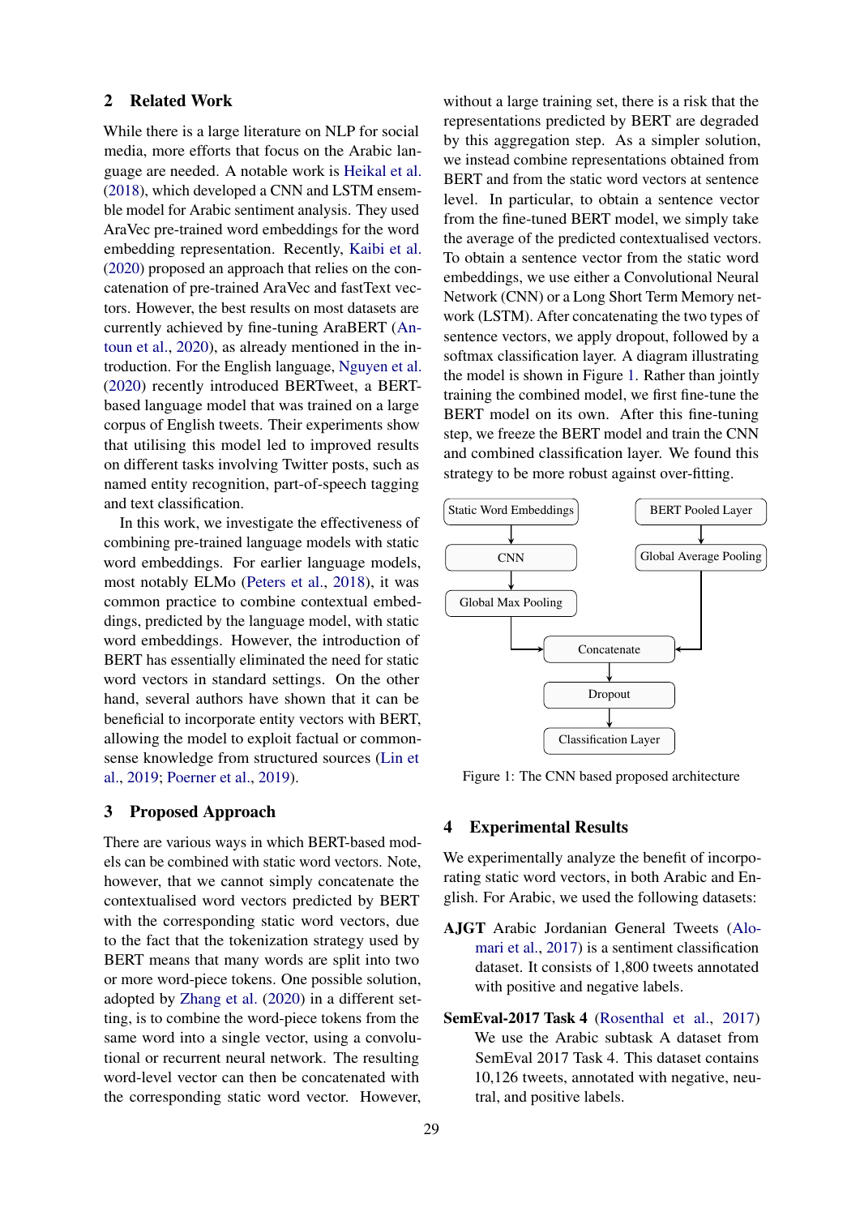## 2 Related Work

While there is a large literature on NLP for social media, more efforts that focus on the Arabic language are needed. A notable work is Heikal et al. (2018), which developed a CNN and LSTM ensemble model for Arabic sentiment analysis. They used AraVec pre-trained word embeddings for the word embedding representation. Recently, Kaibi et al. (2020) proposed an approach that relies on the concatenation of pre-trained AraVec and fastText vectors. However, the best results on most datasets are currently achieved by fine-tuning AraBERT (Antoun et al., 2020), as already mentioned in the introduction. For the English language, Nguyen et al. (2020) recently introduced BERTweet, a BERT-based language model that was trained on a large corpus of English tweets. Their experiments show that utilising this model led to improved results on different tasks involving Twitter posts, such as named entity recognition, part-of-speech tagging and text classification.

In this work, we investigate the effectiveness of combining pre-trained language models with static word embeddings. For earlier language models, most notably ELMo (Peters et al., 2018), it was common practice to combine contextual embeddings, predicted by the language model, with static word embeddings. However, the introduction of BERT has essentially eliminated the need for static word vectors in standard settings. On the other hand, several authors have shown that it can be beneficial to incorporate entity vectors with BERT, allowing the model to exploit factual or commonsense knowledge from structured sources (Lin et al., 2019; Poerner et al., 2019).

## 3 Proposed Approach

There are various ways in which BERT-based models can be combined with static word vectors. Note, however, that we cannot simply concatenate the contextualised word vectors predicted by BERT with the corresponding static word vectors, due to the fact that the tokenization strategy used by BERT means that many words are split into two or more word-piece tokens. One possible solution, adopted by Zhang et al. (2020) in a different setting, is to combine the word-piece tokens from the same word into a single vector, using a convolutional or recurrent neural network. The resulting word-level vector can then be concatenated with the corresponding static word vector. However, without a large training set, there is a risk that the representations predicted by BERT are degraded by this aggregation step. As a simpler solution, we instead combine representations obtained from BERT and from the static word vectors at sentence level. In particular, to obtain a sentence vector from the fine-tuned BERT model, we simply take the average of the predicted contextualised vectors. To obtain a sentence vector from the static word embeddings, we use either a Convolutional Neural Network (CNN) or a Long Short Term Memory network (LSTM). After concatenating the two types of sentence vectors, we apply dropout, followed by a softmax classification layer. A diagram illustrating the model is shown in Figure 1. Rather than jointly training the combined model, we first fine-tune the BERT model on its own. After this fine-tuning step, we freeze the BERT model and train the CNN and combined classification layer. We found this strategy to be more robust against over-fitting.

Figure 1: The CNN based proposed architecture

## 4 Experimental Results

We experimentally analyze the benefit of incorporating static word vectors, in both Arabic and English. For Arabic, we used the following datasets:

**AJGT** Arabic Jordanian General Tweets (Alomari et al., 2017) is a sentiment classification dataset. It consists of 1,800 tweets annotated with positive and negative labels.

**SemEval-2017 Task 4** (Rosenthal et al., 2017) We use the Arabic subtask A dataset from SemEval 2017 Task 4. This dataset contains 10,126 tweets, annotated with negative, neutral, and positive labels.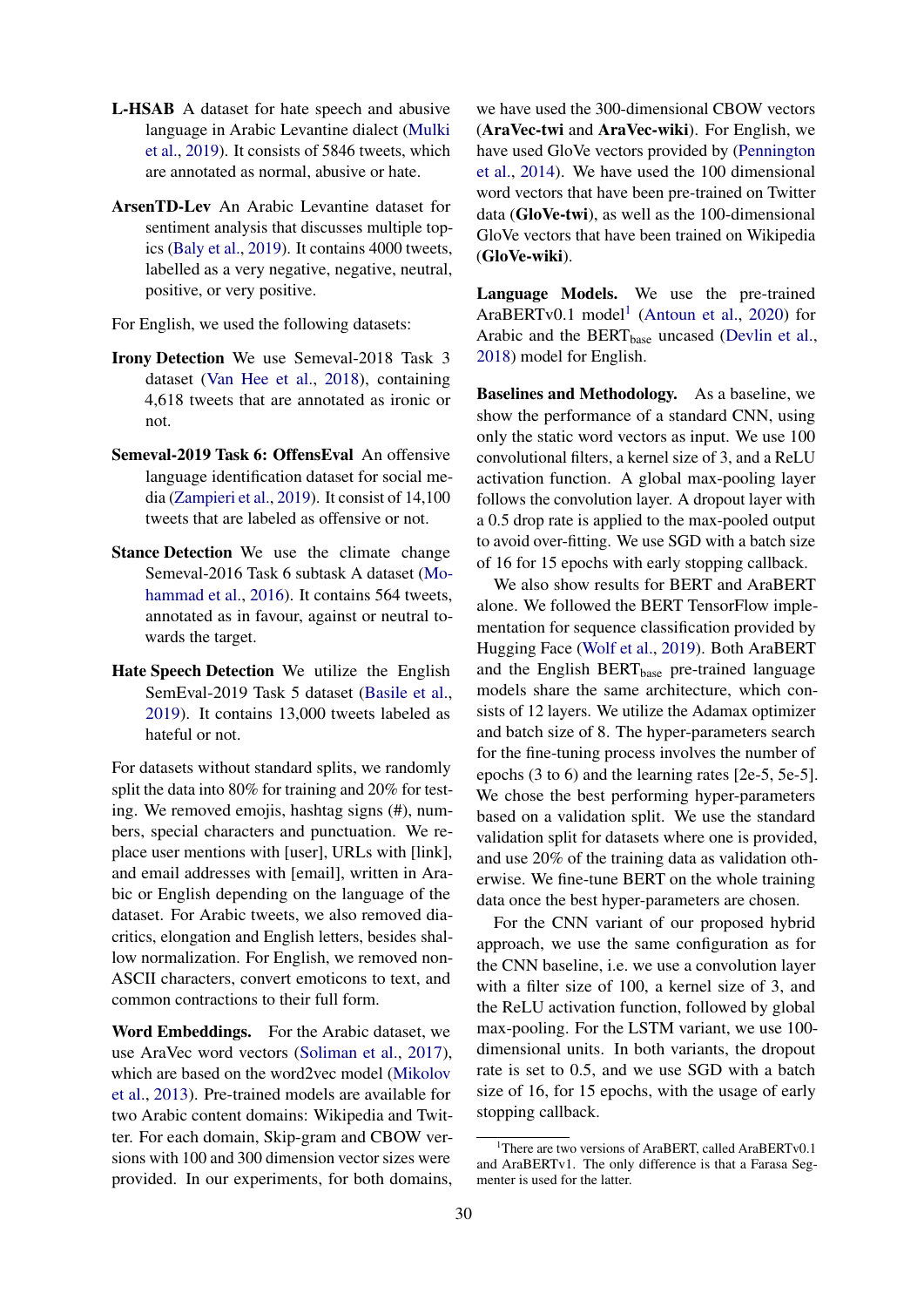**L-HSAB** A dataset for hate speech and abusive language in Arabic Levantine dialect (Mulki et al., 2019). It consists of 5846 tweets, which are annotated as normal, abusive or hate.

**ArsenTD-Lev** An Arabic Levantine dataset for sentiment analysis that discusses multiple topics (Baly et al., 2019). It contains 4000 tweets, labelled as a very negative, negative, neutral, positive, or very positive.

For English, we used the following datasets:

**Irony Detection** We use Semeval-2018 Task 3 dataset (Van Hee et al., 2018), containing 4,618 tweets that are annotated as ironic or not.

**Semeval-2019 Task 6: OffensEval** An offensive language identification dataset for social media (Zampieri et al., 2019). It consist of 14,100 tweets that are labeled as offensive or not.

**Stance Detection** We use the climate change Semeval-2016 Task 6 subtask A dataset (Mohammad et al., 2016). It contains 564 tweets, annotated as in favour, against or neutral towards the target.

**Hate Speech Detection** We utilize the English SemEval-2019 Task 5 dataset (Basile et al., 2019). It contains 13,000 tweets labeled as hateful or not.

For datasets without standard splits, we randomly split the data into 80% for training and 20% for testing. We removed emojis, hashtag signs (#), numbers, special characters and punctuation. We replace user mentions with [user], URLs with [link], and email addresses with [email], written in Arabic or English depending on the language of the dataset. For Arabic tweets, we also removed diacritics, elongation and English letters, besides shallow normalization. For English, we removed non-ASCII characters, convert emoticons to text, and common contractions to their full form.

**Word Embeddings.** For the Arabic dataset, we use AraVec word vectors (Soliman et al., 2017), which are based on the word2vec model (Mikolov et al., 2013). Pre-trained models are available for two Arabic content domains: Wikipedia and Twitter. For each domain, Skip-gram and CBOW versions with 100 and 300 dimension vector sizes were provided. In our experiments, for both domains, we have used the 300-dimensional CBOW vectors (**AraVec-twi** and **AraVec-wiki**). For English, we have used GloVe vectors provided by (Pennington et al., 2014). We have used the 100 dimensional word vectors that have been pre-trained on Twitter data (**GloVe-twi**), as well as the 100-dimensional GloVe vectors that have been trained on Wikipedia (**GloVe-wiki**).

**Language Models.** We use the pre-trained AraBERTv0.1 model[1] (Antoun et al., 2020) for Arabic and the $\text{BERT}_{\text{base}}$ uncased (Devlin et al., 2018) model for English.

**Baselines and Methodology.** As a baseline, we show the performance of a standard CNN, using only the static word vectors as input. We use 100 convolutional filters, a kernel size of 3, and a ReLU activation function. A global max-pooling layer follows the convolution layer. A dropout layer with a 0.5 drop rate is applied to the max-pooled output to avoid over-fitting. We use SGD with a batch size of 16 for 15 epochs with early stopping callback.

We also show results for BERT and AraBERT alone. We followed the BERT TensorFlow implementation for sequence classification provided by Hugging Face (Wolf et al., 2019). Both AraBERT and the English $\text{BERT}_{\text{base}}$ pre-trained language models share the same architecture, which consists of 12 layers. We utilize the Adamax optimizer and batch size of 8. The hyper-parameters search for the fine-tuning process involves the number of epochs (3 to 6) and the learning rates [2e-5, 5e-5]. We chose the best performing hyper-parameters based on a validation split. We use the standard validation split for datasets where one is provided, and use 20% of the training data as validation otherwise. We fine-tune BERT on the whole training data once the best hyper-parameters are chosen.

For the CNN variant of our proposed hybrid approach, we use the same configuration as for the CNN baseline, i.e. we use a convolution layer with a filter size of 100, a kernel size of 3, and the ReLU activation function, followed by global max-pooling. For the LSTM variant, we use 100-dimensional units. In both variants, the dropout rate is set to 0.5, and we use SGD with a batch size of 16, for 15 epochs, with the usage of early stopping callback.

[1] There are two versions of AraBERT, called AraBERTv0.1 and AraBERTv1. The only difference is that a Farasa Segmenter is used for the latter.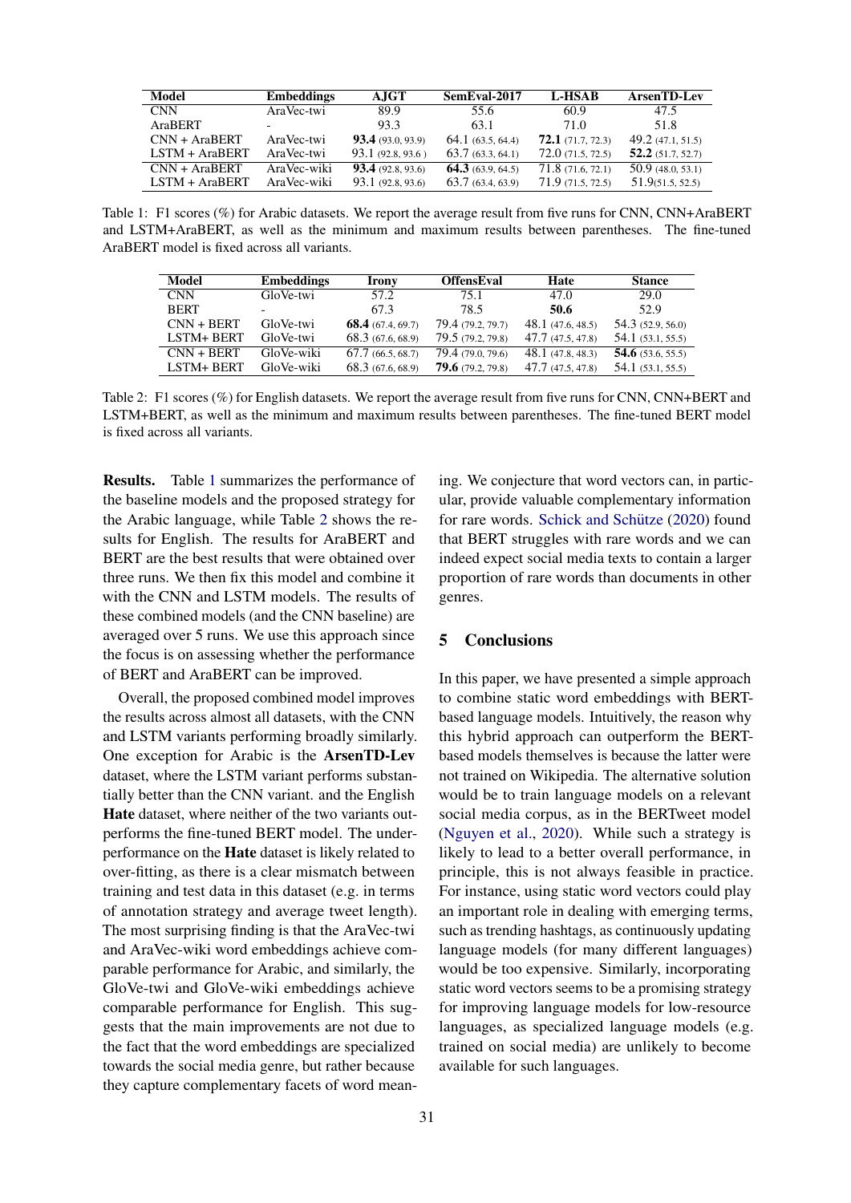| Model | Embeddings | AJGT | SemEval-2017 | L-HSAB | ArsenTD-Lev |
|---|---|---|---|---|---|
| CNN | AraVec-twi | 89.9 | 55.6 | 60.9 | 47.5 |
| AraBERT | - | 93.3 | 63.1 | 71.0 | 51.8 |
| CNN + AraBERT | AraVec-twi | **93.4** (93.0, 93.9) | 64.1 (63.5, 64.4) | **72.1** (71.7, 72.3) | 49.2 (47.1, 51.5) |
| LSTM + AraBERT | AraVec-twi | 93.1 (92.8, 93.6 ) | 63.7 (63.3, 64.1) | 72.0 (71.5, 72.5) | **52.2** (51.7, 52.7) |
| CNN + AraBERT | AraVec-wiki | **93.4** (92.8, 93.6) | **64.3** (63.9, 64.5) | 71.8 (71.6, 72.1) | 50.9 (48.0, 53.1) |
| LSTM + AraBERT | AraVec-wiki | 93.1 (92.8, 93.6) | 63.7 (63.4, 63.9) | 71.9 (71.5, 72.5) | 51.9(51.5, 52.5) |

Table 1: F1 scores (%) for Arabic datasets. We report the average result from five runs for CNN, CNN+AraBERT and LSTM+AraBERT, as well as the minimum and maximum results between parentheses. The fine-tuned AraBERT model is fixed across all variants.

| Model | Embeddings | Irony | OffensEval | Hate | Stance |
|---|---|---|---|---|---|
| CNN | GloVe-twi | 57.2 | 75.1 | 47.0 | 29.0 |
| BERT | - | 67.3 | 78.5 | **50.6** | 52.9 |
| CNN + BERT | GloVe-twi | **68.4** (67.4, 69.7) | 79.4 (79.2, 79.7) | 48.1 (47.6, 48.5) | 54.3 (52.9, 56.0) |
| LSTM+ BERT | GloVe-twi | 68.3 (67.6, 68.9) | 79.5 (79.2, 79.8) | 47.7 (47.5, 47.8) | 54.1 (53.1, 55.5) |
| CNN + BERT | GloVe-wiki | 67.7 (66.5, 68.7) | 79.4 (79.0, 79.6) | 48.1 (47.8, 48.3) | **54.6** (53.6, 55.5) |
| LSTM+ BERT | GloVe-wiki | 68.3 (67.6, 68.9) | **79.6** (79.2, 79.8) | 47.7 (47.5, 47.8) | 54.1 (53.1, 55.5) |

Table 2: F1 scores (%) for English datasets. We report the average result from five runs for CNN, CNN+BERT and LSTM+BERT, as well as the minimum and maximum results between parentheses. The fine-tuned BERT model is fixed across all variants.

**Results.** Table 1 summarizes the performance of the baseline models and the proposed strategy for the Arabic language, while Table 2 shows the results for English. The results for AraBERT and BERT are the best results that were obtained over three runs. We then fix this model and combine it with the CNN and LSTM models. The results of these combined models (and the CNN baseline) are averaged over 5 runs. We use this approach since the focus is on assessing whether the performance of BERT and AraBERT can be improved.

Overall, the proposed combined model improves the results across almost all datasets, with the CNN and LSTM variants performing broadly similarly. One exception for Arabic is the **ArsenTD-Lev** dataset, where the LSTM variant performs substantially better than the CNN variant. and the English **Hate** dataset, where neither of the two variants outperforms the fine-tuned BERT model. The underperformance on the **Hate** dataset is likely related to over-fitting, as there is a clear mismatch between training and test data in this dataset (e.g. in terms of annotation strategy and average tweet length). The most surprising finding is that the AraVec-twi and AraVec-wiki word embeddings achieve comparable performance for Arabic, and similarly, the GloVe-twi and GloVe-wiki embeddings achieve comparable performance for English. This suggests that the main improvements are not due to the fact that the word embeddings are specialized towards the social media genre, but rather because they capture complementary facets of word meaning. We conjecture that word vectors can, in particular, provide valuable complementary information for rare words. Schick and Schütze (2020) found that BERT struggles with rare words and we can indeed expect social media texts to contain a larger proportion of rare words than documents in other genres.

## 5 Conclusions

In this paper, we have presented a simple approach to combine static word embeddings with BERT-based language models. Intuitively, the reason why this hybrid approach can outperform the BERT-based models themselves is because the latter were not trained on Wikipedia. The alternative solution would be to train language models on a relevant social media corpus, as in the BERTweet model (Nguyen et al., 2020). While such a strategy is likely to lead to a better overall performance, in principle, this is not always feasible in practice. For instance, using static word vectors could play an important role in dealing with emerging terms, such as trending hashtags, as continuously updating language models (for many different languages) would be too expensive. Similarly, incorporating static word vectors seems to be a promising strategy for improving language models for low-resource languages, as specialized language models (e.g. trained on social media) are unlikely to become available for such languages.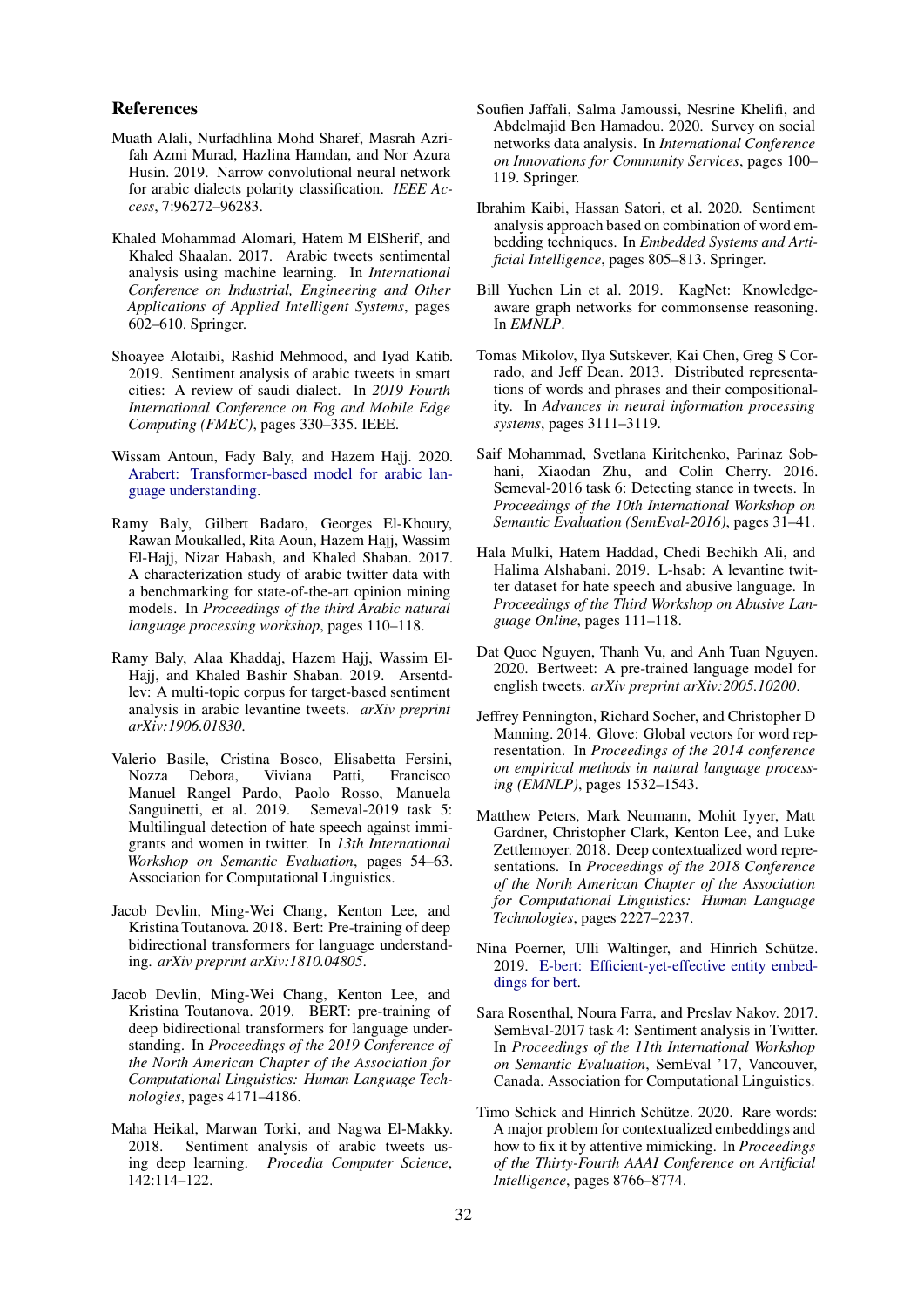## References

Muath Alali, Nurfadhlina Mohd Sharef, Masrah Azrifah Azmi Murad, Hazlina Hamdan, and Nor Azura Husin. 2019. Narrow convolutional neural network for arabic dialects polarity classification. *IEEE Access*, 7:96272–96283.

Khaled Mohammad Alomari, Hatem M ElSherif, and Khaled Shaalan. 2017. Arabic tweets sentimental analysis using machine learning. In *International Conference on Industrial, Engineering and Other Applications of Applied Intelligent Systems*, pages 602–610. Springer.

Shoayee Alotaibi, Rashid Mehmood, and Iyad Katib. 2019. Sentiment analysis of arabic tweets in smart cities: A review of saudi dialect. In *2019 Fourth International Conference on Fog and Mobile Edge Computing (FMEC)*, pages 330–335. IEEE.

Wissam Antoun, Fady Baly, and Hazem Hajj. 2020. Arabert: Transformer-based model for arabic language understanding.

Ramy Baly, Gilbert Badaro, Georges El-Khoury, Rawan Moukalled, Rita Aoun, Hazem Hajj, Wassim El-Hajj, Nizar Habash, and Khaled Shaban. 2017. A characterization study of arabic twitter data with a benchmarking for state-of-the-art opinion mining models. In *Proceedings of the third Arabic natural language processing workshop*, pages 110–118.

Ramy Baly, Alaa Khaddaj, Hazem Hajj, Wassim El-Hajj, and Khaled Bashir Shaban. 2019. Arsentd-lev: A multi-topic corpus for target-based sentiment analysis in arabic levantine tweets. *arXiv preprint arXiv:1906.01830*.

Valerio Basile, Cristina Bosco, Elisabetta Fersini, Nozza Debora, Viviana Patti, Francisco Manuel Rangel Pardo, Paolo Rosso, Manuela Sanguinetti, et al. 2019. Semeval-2019 task 5: Multilingual detection of hate speech against immigrants and women in twitter. In *13th International Workshop on Semantic Evaluation*, pages 54–63. Association for Computational Linguistics.

Jacob Devlin, Ming-Wei Chang, Kenton Lee, and Kristina Toutanova. 2018. Bert: Pre-training of deep bidirectional transformers for language understanding. *arXiv preprint arXiv:1810.04805*.

Jacob Devlin, Ming-Wei Chang, Kenton Lee, and Kristina Toutanova. 2019. BERT: pre-training of deep bidirectional transformers for language understanding. In *Proceedings of the 2019 Conference of the North American Chapter of the Association for Computational Linguistics: Human Language Technologies*, pages 4171–4186.

Maha Heikal, Marwan Torki, and Nagwa El-Makky. 2018. Sentiment analysis of arabic tweets using deep learning. *Procedia Computer Science*, 142:114–122.

Soufien Jaffali, Salma Jamoussi, Nesrine Khelifi, and Abdelmajid Ben Hamadou. 2020. Survey on social networks data analysis. In *International Conference on Innovations for Community Services*, pages 100–119. Springer.

Ibrahim Kaibi, Hassan Satori, et al. 2020. Sentiment analysis approach based on combination of word embedding techniques. In *Embedded Systems and Artificial Intelligence*, pages 805–813. Springer.

Bill Yuchen Lin et al. 2019. KagNet: Knowledge-aware graph networks for commonsense reasoning. In *EMNLP*.

Tomas Mikolov, Ilya Sutskever, Kai Chen, Greg S Corrado, and Jeff Dean. 2013. Distributed representations of words and phrases and their compositionality. In *Advances in neural information processing systems*, pages 3111–3119.

Saif Mohammad, Svetlana Kiritchenko, Parinaz Sobhani, Xiaodan Zhu, and Colin Cherry. 2016. Semeval-2016 task 6: Detecting stance in tweets. In *Proceedings of the 10th International Workshop on Semantic Evaluation (SemEval-2016)*, pages 31–41.

Hala Mulki, Hatem Haddad, Chedi Bechikh Ali, and Halima Alshabani. 2019. L-hsab: A levantine twitter dataset for hate speech and abusive language. In *Proceedings of the Third Workshop on Abusive Language Online*, pages 111–118.

Dat Quoc Nguyen, Thanh Vu, and Anh Tuan Nguyen. 2020. Bertweet: A pre-trained language model for english tweets. *arXiv preprint arXiv:2005.10200*.

Jeffrey Pennington, Richard Socher, and Christopher D Manning. 2014. Glove: Global vectors for word representation. In *Proceedings of the 2014 conference on empirical methods in natural language processing (EMNLP)*, pages 1532–1543.

Matthew Peters, Mark Neumann, Mohit Iyyer, Matt Gardner, Christopher Clark, Kenton Lee, and Luke Zettlemoyer. 2018. Deep contextualized word representations. In *Proceedings of the 2018 Conference of the North American Chapter of the Association for Computational Linguistics: Human Language Technologies*, pages 2227–2237.

Nina Poerner, Ulli Waltinger, and Hinrich Schütze. 2019. E-bert: Efficient-yet-effective entity embeddings for bert.

Sara Rosenthal, Noura Farra, and Preslav Nakov. 2017. SemEval-2017 task 4: Sentiment analysis in Twitter. In *Proceedings of the 11th International Workshop on Semantic Evaluation*, SemEval '17, Vancouver, Canada. Association for Computational Linguistics.

Timo Schick and Hinrich Schütze. 2020. Rare words: A major problem for contextualized embeddings and how to fix it by attentive mimicking. In *Proceedings of the Thirty-Fourth AAAI Conference on Artificial Intelligence*, pages 8766–8774.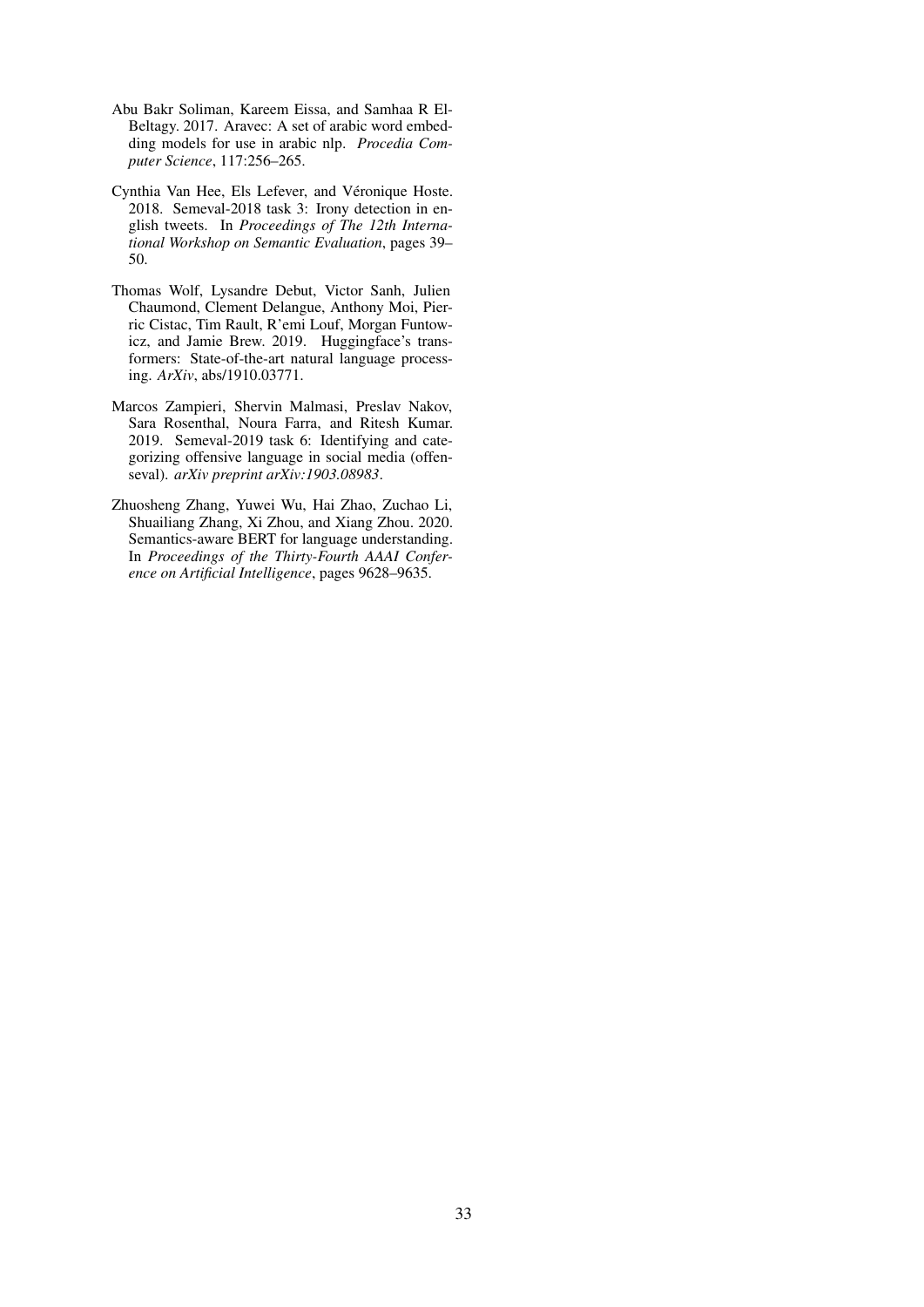Abu Bakr Soliman, Kareem Eissa, and Samhaa R El-Beltagy. 2017. Aravec: A set of arabic word embedding models for use in arabic nlp. *Procedia Computer Science*, 117:256–265.

Cynthia Van Hee, Els Lefever, and Véronique Hoste. 2018. Semeval-2018 task 3: Irony detection in english tweets. In *Proceedings of The 12th International Workshop on Semantic Evaluation*, pages 39–50.

Thomas Wolf, Lysandre Debut, Victor Sanh, Julien Chaumond, Clement Delangue, Anthony Moi, Pierric Cistac, Tim Rault, R'emi Louf, Morgan Funtowicz, and Jamie Brew. 2019. Huggingface's transformers: State-of-the-art natural language processing. *ArXiv*, abs/1910.03771.

Marcos Zampieri, Shervin Malmasi, Preslav Nakov, Sara Rosenthal, Noura Farra, and Ritesh Kumar. 2019. Semeval-2019 task 6: Identifying and categorizing offensive language in social media (offenseval). *arXiv preprint arXiv:1903.08983*.

Zhuosheng Zhang, Yuwei Wu, Hai Zhao, Zuchao Li, Shuailiang Zhang, Xi Zhou, and Xiang Zhou. 2020. Semantics-aware BERT for language understanding. In *Proceedings of the Thirty-Fourth AAAI Conference on Artificial Intelligence*, pages 9628–9635.